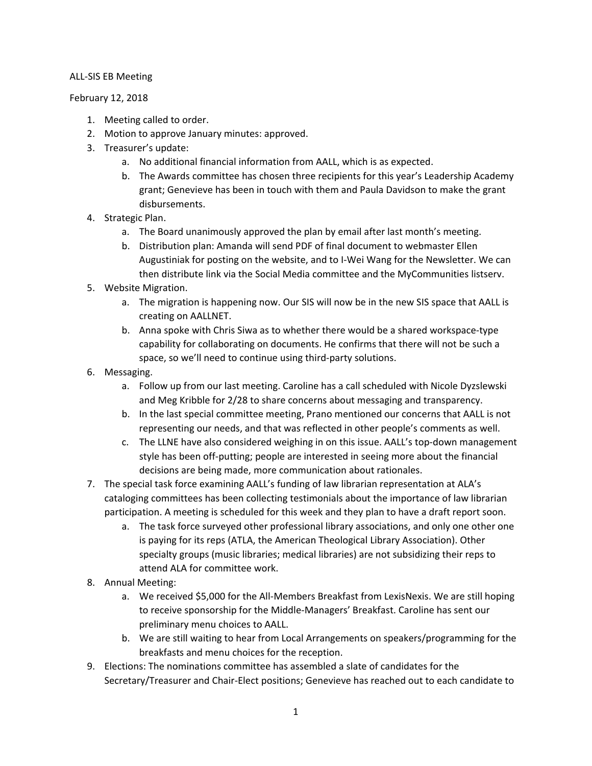ALL-SIS EB Meeting

February 12, 2018

1. Meeting called to order.
2. Motion to approve January minutes: approved.
3. Treasurer's update:
   a. No additional financial information from AALL, which is as expected.
   b. The Awards committee has chosen three recipients for this year's Leadership Academy grant; Genevieve has been in touch with them and Paula Davidson to make the grant disbursements.
4. Strategic Plan.
   a. The Board unanimously approved the plan by email after last month's meeting.
   b. Distribution plan: Amanda will send PDF of final document to webmaster Ellen Augustiniak for posting on the website, and to I-Wei Wang for the Newsletter. We can then distribute link via the Social Media committee and the MyCommunities listserv.
5. Website Migration.
   a. The migration is happening now. Our SIS will now be in the new SIS space that AALL is creating on AALLNET.
   b. Anna spoke with Chris Siwa as to whether there would be a shared workspace-type capability for collaborating on documents. He confirms that there will not be such a space, so we'll need to continue using third-party solutions.
6. Messaging.
   a. Follow up from our last meeting. Caroline has a call scheduled with Nicole Dyzslewski and Meg Kribble for 2/28 to share concerns about messaging and transparency.
   b. In the last special committee meeting, Prano mentioned our concerns that AALL is not representing our needs, and that was reflected in other people's comments as well.
   c. The LLNE have also considered weighing in on this issue. AALL's top-down management style has been off-putting; people are interested in seeing more about the financial decisions are being made, more communication about rationales.
7. The special task force examining AALL's funding of law librarian representation at ALA's cataloging committees has been collecting testimonials about the importance of law librarian participation. A meeting is scheduled for this week and they plan to have a draft report soon.
   a. The task force surveyed other professional library associations, and only one other one is paying for its reps (ATLA, the American Theological Library Association). Other specialty groups (music libraries; medical libraries) are not subsidizing their reps to attend ALA for committee work.
8. Annual Meeting:
   a. We received $5,000 for the All-Members Breakfast from LexisNexis. We are still hoping to receive sponsorship for the Middle-Managers' Breakfast. Caroline has sent our preliminary menu choices to AALL.
   b. We are still waiting to hear from Local Arrangements on speakers/programming for the breakfasts and menu choices for the reception.
9. Elections: The nominations committee has assembled a slate of candidates for the Secretary/Treasurer and Chair-Elect positions; Genevieve has reached out to each candidate to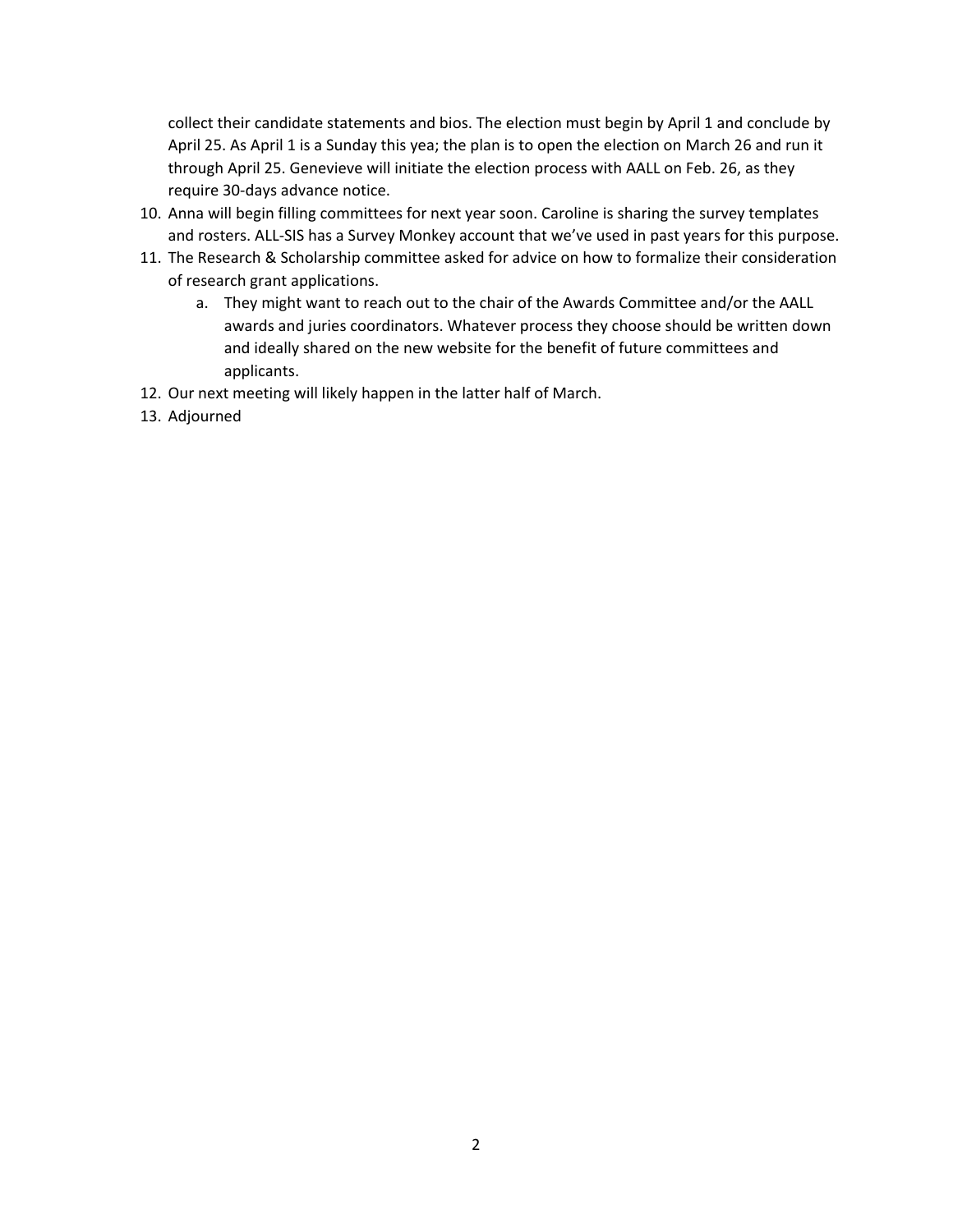collect their candidate statements and bios. The election must begin by April 1 and conclude by April 25. As April 1 is a Sunday this yea; the plan is to open the election on March 26 and run it through April 25. Genevieve will initiate the election process with AALL on Feb. 26, as they require 30-days advance notice.

10. Anna will begin filling committees for next year soon. Caroline is sharing the survey templates and rosters. ALL-SIS has a Survey Monkey account that we've used in past years for this purpose.
11. The Research & Scholarship committee asked for advice on how to formalize their consideration of research grant applications.
    a. They might want to reach out to the chair of the Awards Committee and/or the AALL awards and juries coordinators. Whatever process they choose should be written down and ideally shared on the new website for the benefit of future committees and applicants.
12. Our next meeting will likely happen in the latter half of March.
13. Adjourned